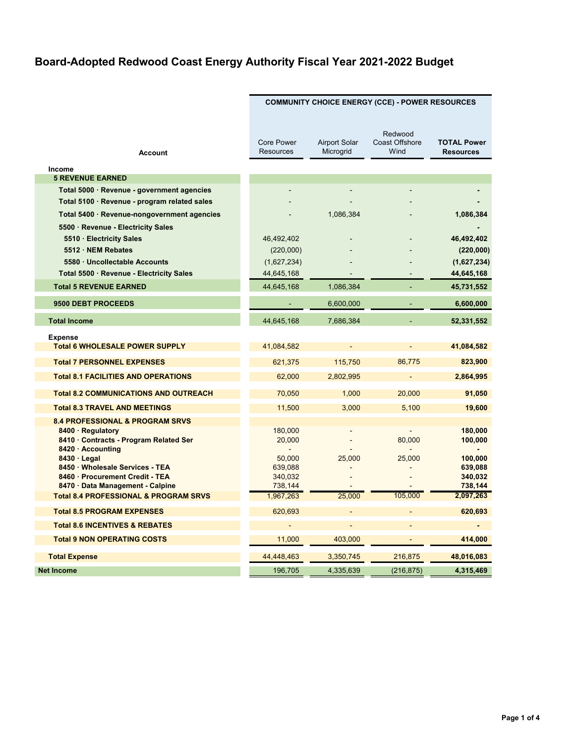# Board-Adopted Redwood Coast Energy Authority Fiscal Year 2021-2022 Budget

| Account | COMMUNITY CHOICE ENERGY (CCE) - POWER RESOURCES | | | |
|---|---|---|---|---|
| | Core Power Resources | Airport Solar Microgrid | Redwood Coast Offshore Wind | **TOTAL Power Resources** |
| **Income** | | | | |
| **5 REVENUE EARNED** | | | | |
| **Total 5000 · Revenue - government agencies** | - | - | - | **-** |
| **Total 5100 · Revenue - program related sales** | - | - | - | **-** |
| **Total 5400 · Revenue-nongovernment agencies** | - | 1,086,384 | - | **1,086,384** |
| **5500 · Revenue - Electricity Sales** | | | | **-** |
| **5510 · Electricity Sales** | 46,492,402 | - | - | **46,492,402** |
| **5512 · NEM Rebates** | (220,000) | - | - | **(220,000)** |
| **5580 · Uncollectable Accounts** | (1,627,234) | - | - | **(1,627,234)** |
| **Total 5500 · Revenue - Electricity Sales** | 44,645,168 | - | - | **44,645,168** |
| **Total 5 REVENUE EARNED** | 44,645,168 | 1,086,384 | - | **45,731,552** |
| **9500 DEBT PROCEEDS** | - | 6,600,000 | - | **6,600,000** |
| **Total Income** | 44,645,168 | 7,686,384 | - | **52,331,552** |
| **Expense** | | | | |
| **Total 6 WHOLESALE POWER SUPPLY** | 41,084,582 | - | - | **41,084,582** |
| **Total 7 PERSONNEL EXPENSES** | 621,375 | 115,750 | 86,775 | **823,900** |
| **Total 8.1 FACILITIES AND OPERATIONS** | 62,000 | 2,802,995 | - | **2,864,995** |
| **Total 8.2 COMMUNICATIONS AND OUTREACH** | 70,050 | 1,000 | 20,000 | **91,050** |
| **Total 8.3 TRAVEL AND MEETINGS** | 11,500 | 3,000 | 5,100 | **19,600** |
| **8.4 PROFESSIONAL & PROGRAM SRVS** | | | | |
| **8400 · Regulatory** | 180,000 | - | - | **180,000** |
| **8410 · Contracts - Program Related Ser** | 20,000 | - | 80,000 | **100,000** |
| **8420 · Accounting** | - | - | - | **-** |
| **8430 · Legal** | 50,000 | 25,000 | 25,000 | **100,000** |
| **8450 · Wholesale Services - TEA** | 639,088 | - | - | **639,088** |
| **8460 · Procurement Credit - TEA** | 340,032 | - | - | **340,032** |
| **8470 · Data Management - Calpine** | 738,144 | - | - | **738,144** |
| **Total 8.4 PROFESSIONAL & PROGRAM SRVS** | 1,967,263 | 25,000 | 105,000 | **2,097,263** |
| **Total 8.5 PROGRAM EXPENSES** | 620,693 | - | - | **620,693** |
| **Total 8.6 INCENTIVES & REBATES** | - | - | - | **-** |
| **Total 9 NON OPERATING COSTS** | 11,000 | 403,000 | - | **414,000** |
| **Total Expense** | 44,448,463 | 3,350,745 | 216,875 | **48,016,083** |
| **Net Income** | 196,705 | 4,335,639 | (216,875) | **4,315,469** |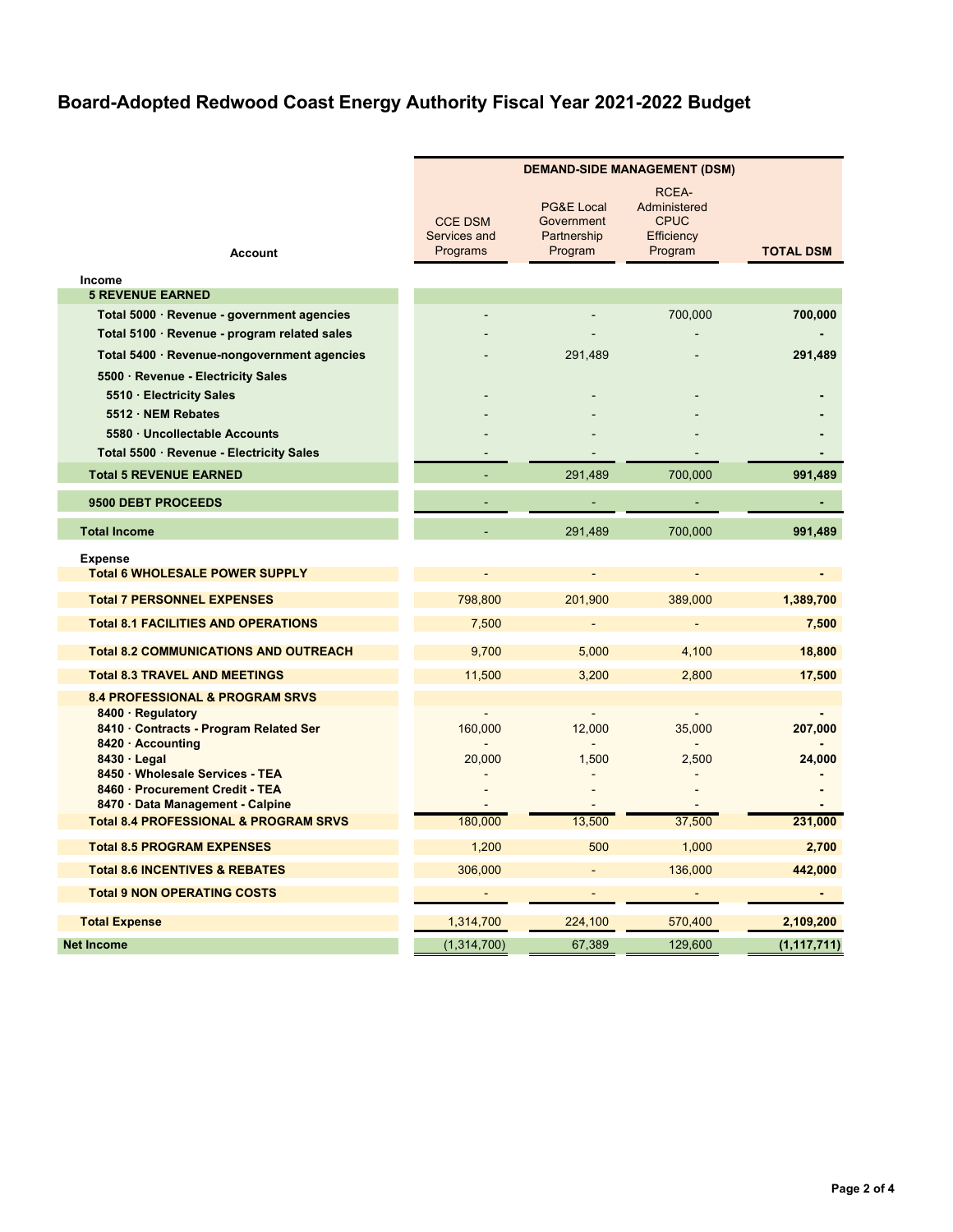# Board-Adopted Redwood Coast Energy Authority Fiscal Year 2021-2022 Budget

| Account | DEMAND-SIDE MANAGEMENT (DSM) | | | |
|---|---|---|---|---|
| | CCE DSM Services and Programs | PG&E Local Government Partnership Program | RCEA-Administered CPUC Efficiency Program | TOTAL DSM |
| **Income** | | | | |
| **5 REVENUE EARNED** | | | | |
| **Total 5000 · Revenue - government agencies** | - | - | 700,000 | **700,000** |
| **Total 5100 · Revenue - program related sales** | - | - | - | **-** |
| **Total 5400 · Revenue-nongovernment agencies** | - | 291,489 | - | **291,489** |
| **5500 · Revenue - Electricity Sales** | | | | |
| **5510 · Electricity Sales** | - | - | - | **-** |
| **5512 · NEM Rebates** | - | - | - | **-** |
| **5580 · Uncollectable Accounts** | - | - | - | **-** |
| **Total 5500 · Revenue - Electricity Sales** | - | - | - | **-** |
| **Total 5 REVENUE EARNED** | - | 291,489 | 700,000 | **991,489** |
| **9500 DEBT PROCEEDS** | - | - | - | **-** |
| **Total Income** | - | 291,489 | 700,000 | **991,489** |
| **Expense** | | | | |
| **Total 6 WHOLESALE POWER SUPPLY** | - | - | - | **-** |
| **Total 7 PERSONNEL EXPENSES** | 798,800 | 201,900 | 389,000 | **1,389,700** |
| **Total 8.1 FACILITIES AND OPERATIONS** | 7,500 | - | - | **7,500** |
| **Total 8.2 COMMUNICATIONS AND OUTREACH** | 9,700 | 5,000 | 4,100 | **18,800** |
| **Total 8.3 TRAVEL AND MEETINGS** | 11,500 | 3,200 | 2,800 | **17,500** |
| **8.4 PROFESSIONAL & PROGRAM SRVS** | | | | |
| **8400 · Regulatory** | - | - | - | **-** |
| **8410 · Contracts - Program Related Ser** | 160,000 | 12,000 | 35,000 | **207,000** |
| **8420 · Accounting** | - | - | - | **-** |
| **8430 · Legal** | 20,000 | 1,500 | 2,500 | **24,000** |
| **8450 · Wholesale Services - TEA** | - | - | - | **-** |
| **8460 · Procurement Credit - TEA** | - | - | - | **-** |
| **8470 · Data Management - Calpine** | - | - | - | **-** |
| **Total 8.4 PROFESSIONAL & PROGRAM SRVS** | 180,000 | 13,500 | 37,500 | **231,000** |
| **Total 8.5 PROGRAM EXPENSES** | 1,200 | 500 | 1,000 | **2,700** |
| **Total 8.6 INCENTIVES & REBATES** | 306,000 | - | 136,000 | **442,000** |
| **Total 9 NON OPERATING COSTS** | - | - | - | **-** |
| **Total Expense** | 1,314,700 | 224,100 | 570,400 | **2,109,200** |
| **Net Income** | (1,314,700) | 67,389 | 129,600 | **(1,117,711)** |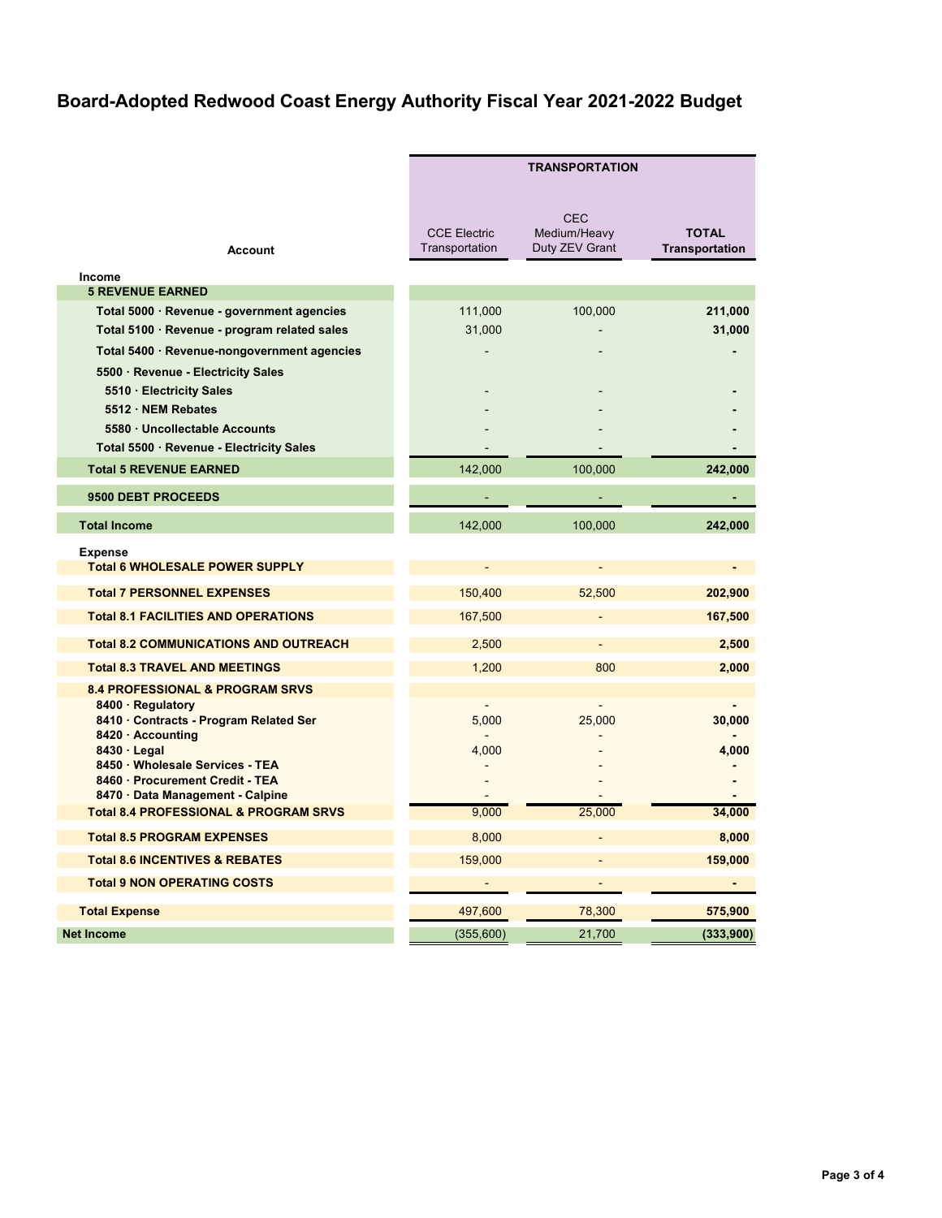# Board-Adopted Redwood Coast Energy Authority Fiscal Year 2021-2022 Budget

| Account | TRANSPORTATION | | |
|---|---|---|---|
| | CCE Electric Transportation | CEC Medium/Heavy Duty ZEV Grant | **TOTAL Transportation** |
| **Income** | | | |
| **5 REVENUE EARNED** | | | |
| **Total 5000 · Revenue - government agencies** | 111,000 | 100,000 | **211,000** |
| **Total 5100 · Revenue - program related sales** | 31,000 | - | **31,000** |
| **Total 5400 · Revenue-nongovernment agencies** | - | - | **-** |
| **5500 · Revenue - Electricity Sales** | | | |
| **5510 · Electricity Sales** | - | - | **-** |
| **5512 · NEM Rebates** | - | - | **-** |
| **5580 · Uncollectable Accounts** | - | - | **-** |
| **Total 5500 · Revenue - Electricity Sales** | - | - | **-** |
| **Total 5 REVENUE EARNED** | 142,000 | 100,000 | **242,000** |
| **9500 DEBT PROCEEDS** | - | - | **-** |
| **Total Income** | 142,000 | 100,000 | **242,000** |
| **Expense** | | | |
| **Total 6 WHOLESALE POWER SUPPLY** | - | - | **-** |
| **Total 7 PERSONNEL EXPENSES** | 150,400 | 52,500 | **202,900** |
| **Total 8.1 FACILITIES AND OPERATIONS** | 167,500 | - | **167,500** |
| **Total 8.2 COMMUNICATIONS AND OUTREACH** | 2,500 | - | **2,500** |
| **Total 8.3 TRAVEL AND MEETINGS** | 1,200 | 800 | **2,000** |
| **8.4 PROFESSIONAL & PROGRAM SRVS** | | | |
| **8400 · Regulatory** | - | - | **-** |
| **8410 · Contracts - Program Related Ser** | 5,000 | 25,000 | **30,000** |
| **8420 · Accounting** | - | - | **-** |
| **8430 · Legal** | 4,000 | - | **4,000** |
| **8450 · Wholesale Services - TEA** | - | - | **-** |
| **8460 · Procurement Credit - TEA** | - | - | **-** |
| **8470 · Data Management - Calpine** | - | - | **-** |
| **Total 8.4 PROFESSIONAL & PROGRAM SRVS** | 9,000 | 25,000 | **34,000** |
| **Total 8.5 PROGRAM EXPENSES** | 8,000 | - | **8,000** |
| **Total 8.6 INCENTIVES & REBATES** | 159,000 | - | **159,000** |
| **Total 9 NON OPERATING COSTS** | - | - | **-** |
| **Total Expense** | 497,600 | 78,300 | **575,900** |
| **Net Income** | (355,600) | 21,700 | **(333,900)** |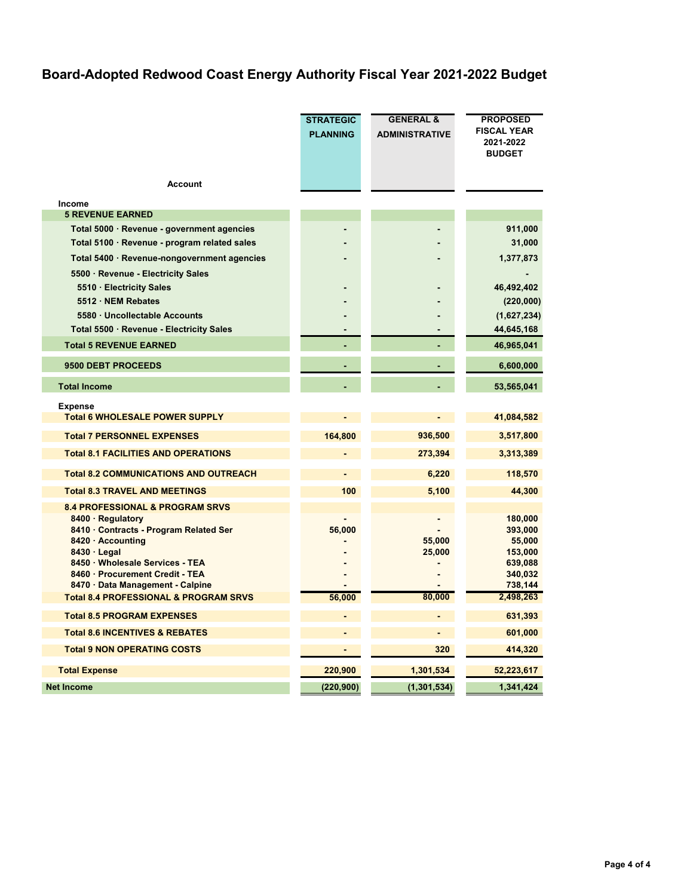# Board-Adopted Redwood Coast Energy Authority Fiscal Year 2021-2022 Budget

| Account | STRATEGIC PLANNING | GENERAL & ADMINISTRATIVE | PROPOSED FISCAL YEAR 2021-2022 BUDGET |
|---|---|---|---|
| **Income** | | | |
| **5 REVENUE EARNED** | | | |
| **Total 5000 · Revenue - government agencies** | - | - | 911,000 |
| **Total 5100 · Revenue - program related sales** | - | - | 31,000 |
| **Total 5400 · Revenue-nongovernment agencies** | - | - | 1,377,873 |
| **5500 · Revenue - Electricity Sales** | | | - |
| **5510 · Electricity Sales** | - | - | 46,492,402 |
| **5512 · NEM Rebates** | - | - | (220,000) |
| **5580 · Uncollectable Accounts** | - | - | (1,627,234) |
| **Total 5500 · Revenue - Electricity Sales** | - | - | 44,645,168 |
| **Total 5 REVENUE EARNED** | - | - | 46,965,041 |
| **9500 DEBT PROCEEDS** | - | - | 6,600,000 |
| **Total Income** | - | - | 53,565,041 |
| **Expense** | | | |
| **Total 6 WHOLESALE POWER SUPPLY** | - | - | 41,084,582 |
| **Total 7 PERSONNEL EXPENSES** | 164,800 | 936,500 | 3,517,800 |
| **Total 8.1 FACILITIES AND OPERATIONS** | - | 273,394 | 3,313,389 |
| **Total 8.2 COMMUNICATIONS AND OUTREACH** | - | 6,220 | 118,570 |
| **Total 8.3 TRAVEL AND MEETINGS** | 100 | 5,100 | 44,300 |
| **8.4 PROFESSIONAL & PROGRAM SRVS** | | | |
| **8400 · Regulatory** | - | - | 180,000 |
| **8410 · Contracts - Program Related Ser** | 56,000 | - | 393,000 |
| **8420 · Accounting** | - | 55,000 | 55,000 |
| **8430 · Legal** | - | 25,000 | 153,000 |
| **8450 · Wholesale Services - TEA** | - | - | 639,088 |
| **8460 · Procurement Credit - TEA** | - | - | 340,032 |
| **8470 · Data Management - Calpine** | - | - | 738,144 |
| **Total 8.4 PROFESSIONAL & PROGRAM SRVS** | 56,000 | 80,000 | 2,498,263 |
| **Total 8.5 PROGRAM EXPENSES** | - | - | 631,393 |
| **Total 8.6 INCENTIVES & REBATES** | - | - | 601,000 |
| **Total 9 NON OPERATING COSTS** | - | 320 | 414,320 |
| **Total Expense** | 220,900 | 1,301,534 | 52,223,617 |
| **Net Income** | (220,900) | (1,301,534) | 1,341,424 |